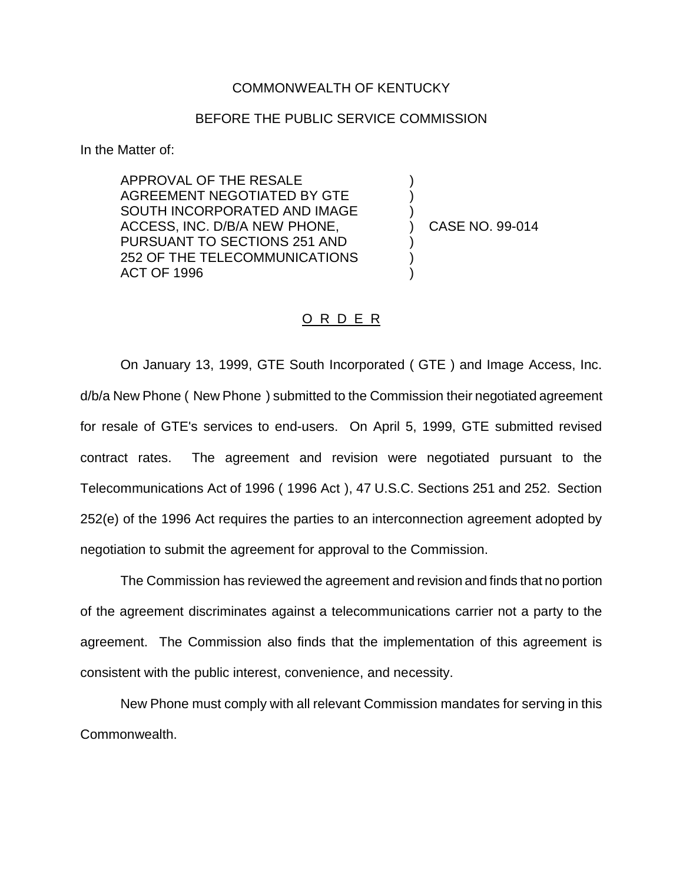COMMONWEALTH OF KENTUCKY

BEFORE THE PUBLIC SERVICE COMMISSION

In the Matter of:

| | | |
|---|---|---|
| APPROVAL OF THE RESALE AGREEMENT NEGOTIATED BY GTE SOUTH INCORPORATED AND IMAGE ACCESS, INC. D/B/A NEW PHONE, PURSUANT TO SECTIONS 251 AND 252 OF THE TELECOMMUNICATIONS ACT OF 1996 | ) | CASE NO. 99-014 |

## O R D E R

On January 13, 1999, GTE South Incorporated ( GTE ) and Image Access, Inc. d/b/a New Phone ( New Phone ) submitted to the Commission their negotiated agreement for resale of GTE's services to end-users. On April 5, 1999, GTE submitted revised contract rates. The agreement and revision were negotiated pursuant to the Telecommunications Act of 1996 ( 1996 Act ), 47 U.S.C. Sections 251 and 252. Section 252(e) of the 1996 Act requires the parties to an interconnection agreement adopted by negotiation to submit the agreement for approval to the Commission.

The Commission has reviewed the agreement and revision and finds that no portion of the agreement discriminates against a telecommunications carrier not a party to the agreement. The Commission also finds that the implementation of this agreement is consistent with the public interest, convenience, and necessity.

New Phone must comply with all relevant Commission mandates for serving in this Commonwealth.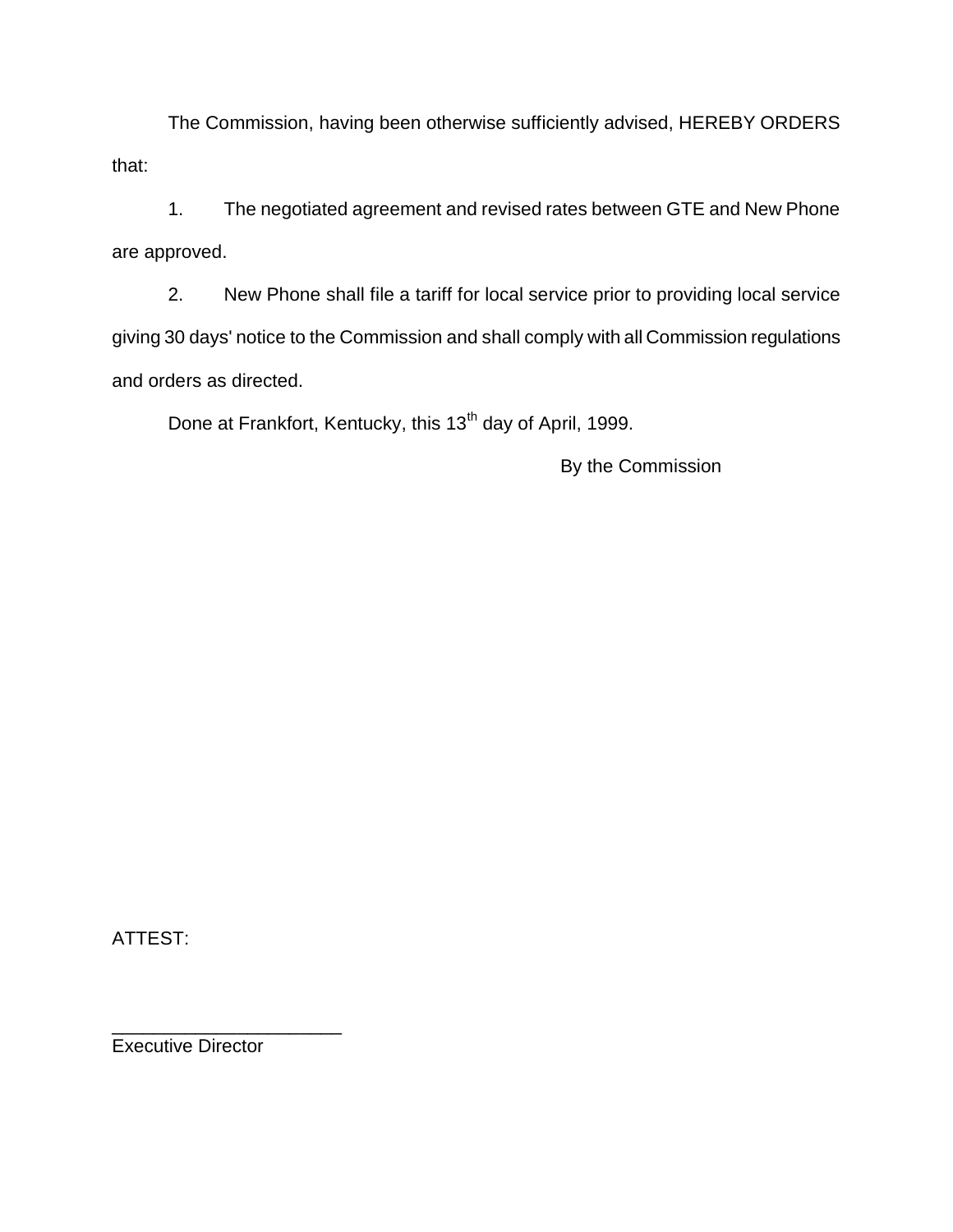The Commission, having been otherwise sufficiently advised, HEREBY ORDERS that:

1. The negotiated agreement and revised rates between GTE and New Phone are approved.

2. New Phone shall file a tariff for local service prior to providing local service giving 30 days' notice to the Commission and shall comply with all Commission regulations and orders as directed.

Done at Frankfort, Kentucky, this 13th day of April, 1999.

By the Commission

ATTEST:

______________________
Executive Director